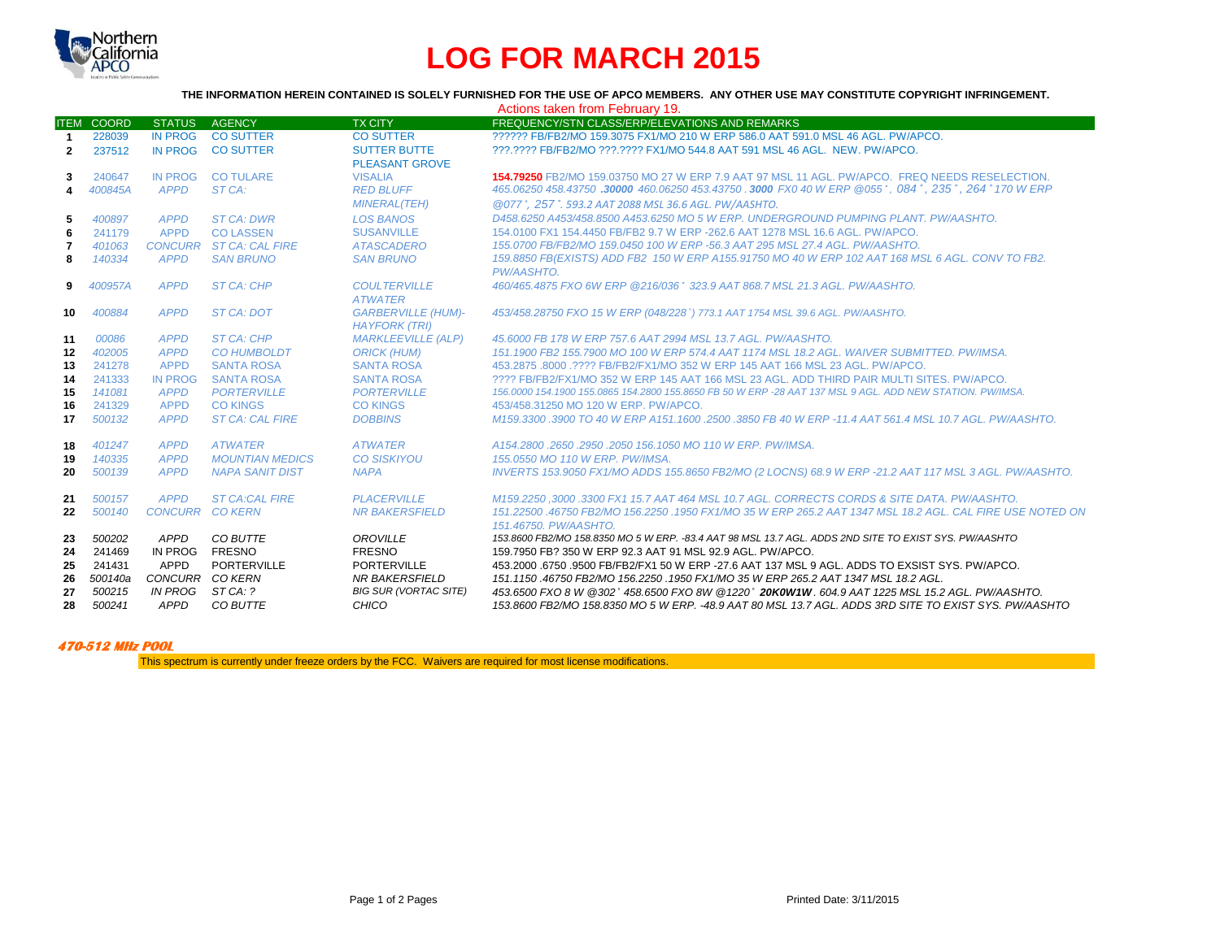# LOG FOR MARCH 2015

**THE INFORMATION HEREIN CONTAINED IS SOLELY FURNISHED FOR THE USE OF APCO MEMBERS. ANY OTHER USE MAY CONSTITUTE COPYRIGHT INFRINGEMENT.**

Actions taken from February 19.

| ITEM | COORD | STATUS | AGENCY | TX CITY | FREQUENCY/STN CLASS/ERP/ELEVATIONS AND REMARKS |
|---|---|---|---|---|---|
| 1 | 228039 | IN PROG | CO SUTTER | CO SUTTER | ?????? FB/FB2/MO 159.3075 FX1/MO 210 W ERP 586.0 AAT 591.0 MSL 46 AGL. PW/APCO. |
| 2 | 237512 | IN PROG | CO SUTTER | SUTTER BUTTE PLEASANT GROVE | ???.???? FB/FB2/MO ???.???? FX1/MO 544.8 AAT 591 MSL 46 AGL. NEW. PW/APCO. |
| 3 | 240647 | IN PROG | CO TULARE | VISALIA | **154.79250** FB2/MO 159.03750 MO 27 W ERP 7.9 AAT 97 MSL 11 AGL. PW/APCO. FREQ NEEDS RESELECTION. |
| 4 | *400845A* | *APPD* | *ST CA:* | *RED BLUFF MINERAL(TEH)* | *465.06250 458.43750 **.30000** 460.06250 453.43750 . **3000** FX0 40 W ERP @055˚, 084˚, 235˚, 264˚170 W ERP @077˚, 257˚. 593.2 AAT 2088 MSL 36.6 AGL. PW/AASHTO.* |
| 5 | *400897* | *APPD* | *ST CA: DWR* | *LOS BANOS* | *D458.6250 A453/458.8500 A453.6250 MO 5 W ERP. UNDERGROUND PUMPING PLANT. PW/AASHTO.* |
| 6 | 241179 | APPD | CO LASSEN | SUSANVILLE | 154.0100 FX1 154.4450 FB/FB2 9.7 W ERP -262.6 AAT 1278 MSL 16.6 AGL. PW/APCO. |
| 7 | *401063* | *CONCURR* | *ST CA: CAL FIRE* | *ATASCADERO* | *155.0700 FB/FB2/MO 159.0450 100 W ERP -56.3 AAT 295 MSL 27.4 AGL. PW/AASHTO.* |
| 8 | *140334* | *APPD* | *SAN BRUNO* | *SAN BRUNO* | *159.8850 FB(EXISTS) ADD FB2 150 W ERP A155.91750 MO 40 W ERP 102 AAT 168 MSL 6 AGL. CONV TO FB2. PW/AASHTO.* |
| 9 | *400957A* | *APPD* | *ST CA: CHP* | *COULTERVILLE ATWATER* | *460/465.4875 FXO 6W ERP @216/036˚ 323.9 AAT 868.7 MSL 21.3 AGL. PW/AASHTO.* |
| 10 | *400884* | *APPD* | *ST CA: DOT* | *GARBERVILLE (HUM)-HAYFORK (TRI)* | *453/458.28750 FXO 15 W ERP (048/228˚) 773.1 AAT 1754 MSL 39.6 AGL. PW/AASHTO.* |
| 11 | *00086* | *APPD* | *ST CA: CHP* | *MARKLEEVILLE (ALP)* | *45.6000 FB 178 W ERP 757.6 AAT 2994 MSL 13.7 AGL. PW/AASHTO.* |
| 12 | *402005* | *APPD* | *CO HUMBOLDT* | *ORICK (HUM)* | *151.1900 FB2 155.7900 MO 100 W ERP 574.4 AAT 1174 MSL 18.2 AGL. WAIVER SUBMITTED. PW/IMSA.* |
| 13 | 241278 | APPD | SANTA ROSA | SANTA ROSA | 453.2875 .8000 .???? FB/FB2/FX1/MO 352 W ERP 145 AAT 166 MSL 23 AGL. PW/APCO. |
| 14 | 241333 | IN PROG | SANTA ROSA | SANTA ROSA | ???? FB/FB2/FX1/MO 352 W ERP 145 AAT 166 MSL 23 AGL. ADD THIRD PAIR MULTI SITES. PW/APCO. |
| 15 | *141081* | *APPD* | *PORTERVILLE* | *PORTERVILLE* | *156.0000 154.1900 155.0865 154.2800 155.8650 FB 50 W ERP -28 AAT 137 MSL 9 AGL. ADD NEW STATION. PW/IMSA.* |
| 16 | 241329 | APPD | CO KINGS | CO KINGS | 453/458.31250 MO 120 W ERP. PW/APCO. |
| 17 | *500132* | *APPD* | *ST CA: CAL FIRE* | *DOBBINS* | *M159.3300 .3900 TO 40 W ERP A151.1600 .2500 .3850 FB 40 W ERP -11.4 AAT 561.4 MSL 10.7 AGL. PW/AASHTO.* |
| 18 | *401247* | *APPD* | *ATWATER* | *ATWATER* | *A154.2800 .2650 .2950 .2050 156.1050 MO 110 W ERP. PW/IMSA.* |
| 19 | *140335* | *APPD* | *MOUNTIAN MEDICS* | *CO SISKIYOU* | *155.0550 MO 110 W ERP. PW/IMSA.* |
| 20 | *500139* | *APPD* | *NAPA SANIT DIST* | *NAPA* | *INVERTS 153.9050 FX1/MO ADDS 155.8650 FB2/MO (2 LOCNS) 68.9 W ERP -21.2 AAT 117 MSL 3 AGL. PW/AASHTO.* |
| 21 | *500157* | *APPD* | *ST CA:CAL FIRE* | *PLACERVILLE* | *M159.2250 ,3000 .3300 FX1 15.7 AAT 464 MSL 10.7 AGL. CORRECTS CORDS & SITE DATA. PW/AASHTO.* |
| 22 | *500140* | *CONCURR* | *CO KERN* | *NR BAKERSFIELD* | *151.22500 .46750 FB2/MO 156.2250 .1950 FX1/MO 35 W ERP 265.2 AAT 1347 MSL 18.2 AGL. CAL FIRE USE NOTED ON 151.46750. PW/AASHTO.* |
| 23 | *500202* | *APPD* | *CO BUTTE* | *OROVILLE* | *153.8600 FB2/MO 158.8350 MO 5 W ERP. -83.4 AAT 98 MSL 13.7 AGL. ADDS 2ND SITE TO EXIST SYS. PW/AASHTO* |
| 24 | 241469 | IN PROG | FRESNO | FRESNO | 159.7950 FB? 350 W ERP 92.3 AAT 91 MSL 92.9 AGL. PW/APCO. |
| 25 | 241431 | APPD | PORTERVILLE | PORTERVILLE | 453.2000 .6750 .9500 FB/FB2/FX1 50 W ERP -27.6 AAT 137 MSL 9 AGL. ADDS TO EXSIST SYS. PW/APCO. |
| 26 | *500140a* | *CONCURR* | *CO KERN* | *NR BAKERSFIELD* | *151.1150 .46750 FB2/MO 156.2250 .1950 FX1/MO 35 W ERP 265.2 AAT 1347 MSL 18.2 AGL.* |
| 27 | *500215* | *IN PROG* | *ST CA: ?* | *BIG SUR (VORTAC SITE)* | *453.6500 FXO 8 W @302˚ 458.6500 FXO 8W @1220˚ **20K0W1W**. 604.9 AAT 1225 MSL 15.2 AGL. PW/AASHTO.* |
| 28 | *500241* | *APPD* | *CO BUTTE* | *CHICO* | *153.8600 FB2/MO 158.8350 MO 5 W ERP. -48.9 AAT 80 MSL 13.7 AGL. ADDS 3RD SITE TO EXIST SYS. PW/AASHTO* |

**470-512 MHz POOL**

This spectrum is currently under freeze orders by the FCC. Waivers are required for most license modifications.

Printed Date: 3/11/2015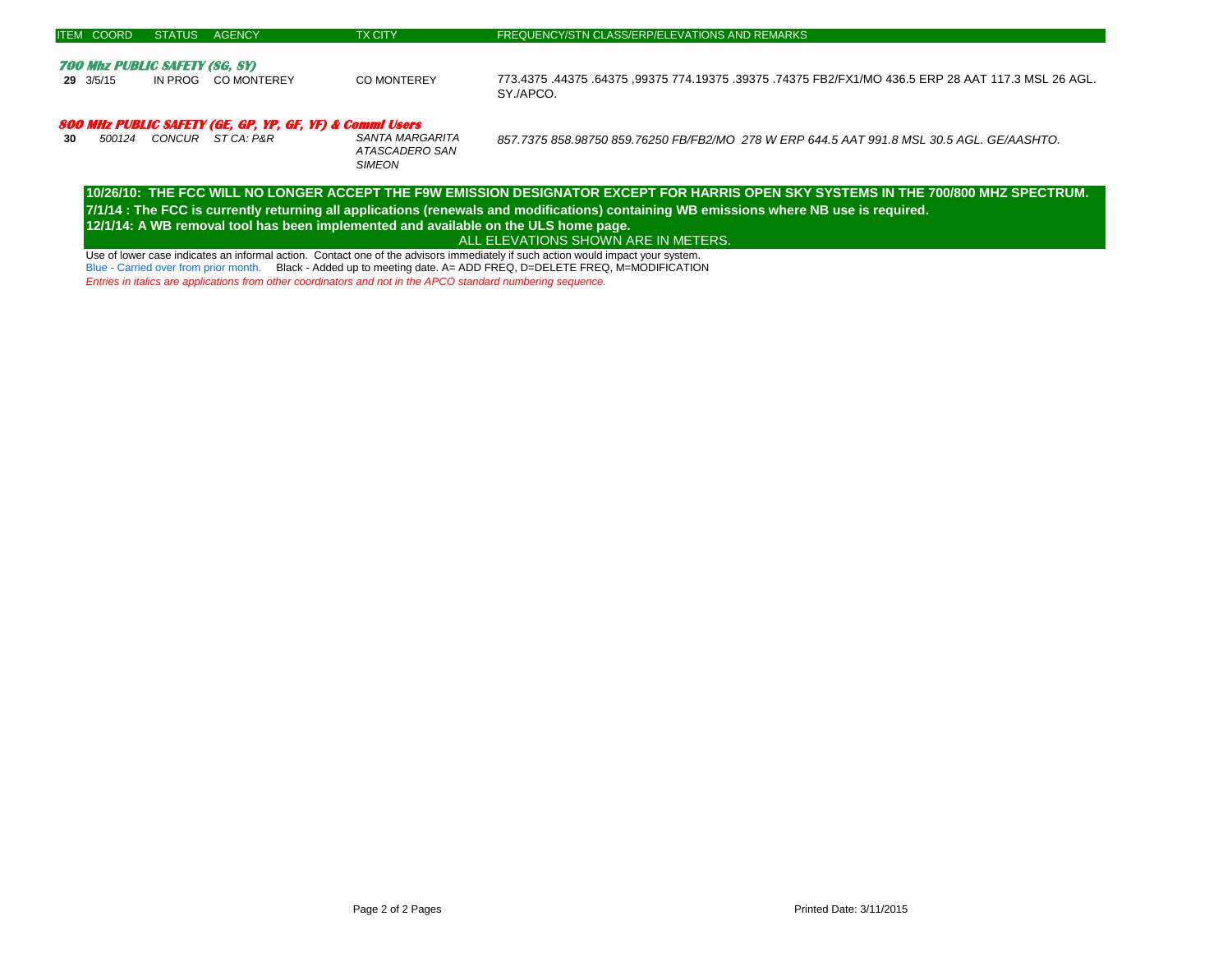| ITEM | COORD | STATUS | AGENCY | TX CITY | FREQUENCY/STN CLASS/ERP/ELEVATIONS AND REMARKS |
|---|---|---|---|---|---|
| ***700 Mhz PUBLIC SAFETY (SG, SY)*** | | | | | |
| **29** | 3/5/15 | IN PROG | CO MONTEREY | CO MONTEREY | 773.4375 .44375 .64375 ,99375 774.19375 .39375 .74375 FB2/FX1/MO 436.5 ERP 28 AAT 117.3 MSL 26 AGL. SY./APCO. |
| ***800 MHz PUBLIC SAFETY (GE, GP, YP, GF, YF) & Comml Users*** | | | | | |
| **30** | *500124* | *CONCUR* | *ST CA: P&R* | *SANTA MARGARITA ATASCADERO SAN SIMEON* | *857.7375 858.98750 859.76250 FB/FB2/MO 278 W ERP 644.5 AAT 991.8 MSL 30.5 AGL. GE/AASHTO.* |

**10/26/10: THE FCC WILL NO LONGER ACCEPT THE F9W EMISSION DESIGNATOR EXCEPT FOR HARRIS OPEN SKY SYSTEMS IN THE 700/800 MHZ SPECTRUM.**
**7/1/14 : The FCC is currently returning all applications (renewals and modifications) containing WB emissions where NB use is required.**
**12/1/14: A WB removal tool has been implemented and available on the ULS home page.**

ALL ELEVATIONS SHOWN ARE IN METERS.

Use of lower case indicates an informal action. Contact one of the advisors immediately if such action would impact your system.

Blue - Carried over from prior month. Black - Added up to meeting date. A= ADD FREQ, D=DELETE FREQ, M=MODIFICATION

*Entries in italics are applications from other coordinators and not in the APCO standard numbering sequence.*

Printed Date: 3/11/2015